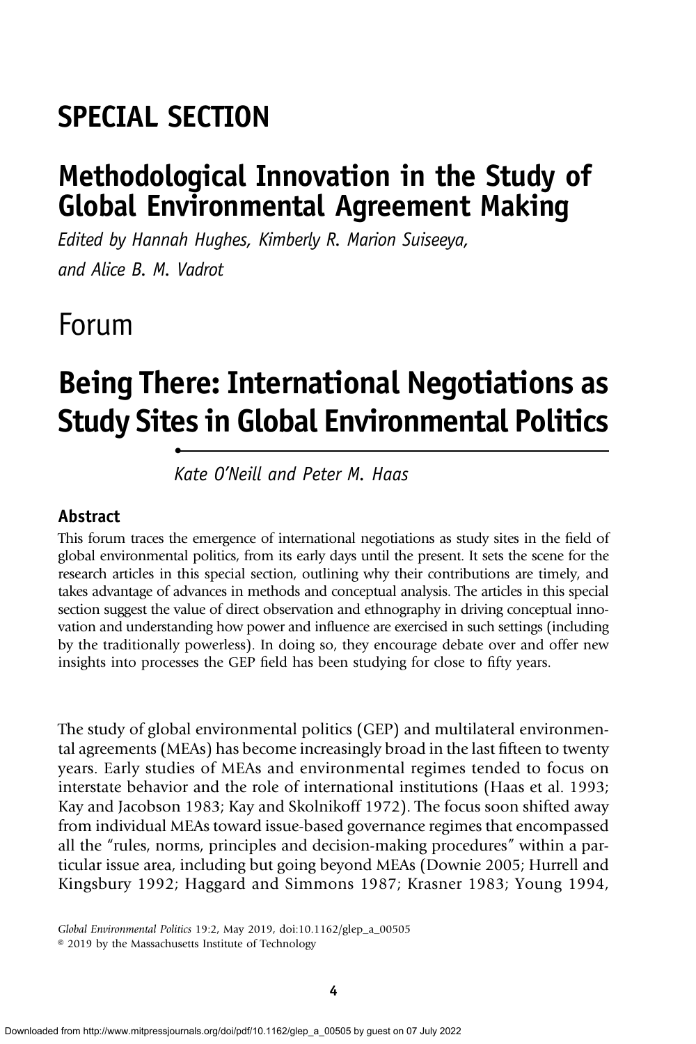# SPECIAL SECTION

## Methodological Innovation in the Study of Global Environmental Agreement Making

*Edited by Hannah Hughes, Kimberly R. Marion Suiseeya, and Alice B. M. Vadrot*

# Forum

# Being There: International Negotiations as Study Sites in Global Environmental Politics

*Kate O'Neill and Peter M. Haas*

### Abstract

This forum traces the emergence of international negotiations as study sites in the field of global environmental politics, from its early days until the present. It sets the scene for the research articles in this special section, outlining why their contributions are timely, and takes advantage of advances in methods and conceptual analysis. The articles in this special section suggest the value of direct observation and ethnography in driving conceptual innovation and understanding how power and influence are exercised in such settings (including by the traditionally powerless). In doing so, they encourage debate over and offer new insights into processes the GEP field has been studying for close to fifty years.

The study of global environmental politics (GEP) and multilateral environmental agreements (MEAs) has become increasingly broad in the last fifteen to twenty years. Early studies of MEAs and environmental regimes tended to focus on interstate behavior and the role of international institutions (Haas et al. 1993; Kay and Jacobson 1983; Kay and Skolnikoff 1972). The focus soon shifted away from individual MEAs toward issue-based governance regimes that encompassed all the "rules, norms, principles and decision-making procedures" within a particular issue area, including but going beyond MEAs (Downie 2005; Hurrell and Kingsbury 1992; Haggard and Simmons 1987; Krasner 1983; Young 1994,

*Global Environmental Politics* 19:2, May 2019, doi:10.1162/glep_a_00505
© 2019 by the Massachusetts Institute of Technology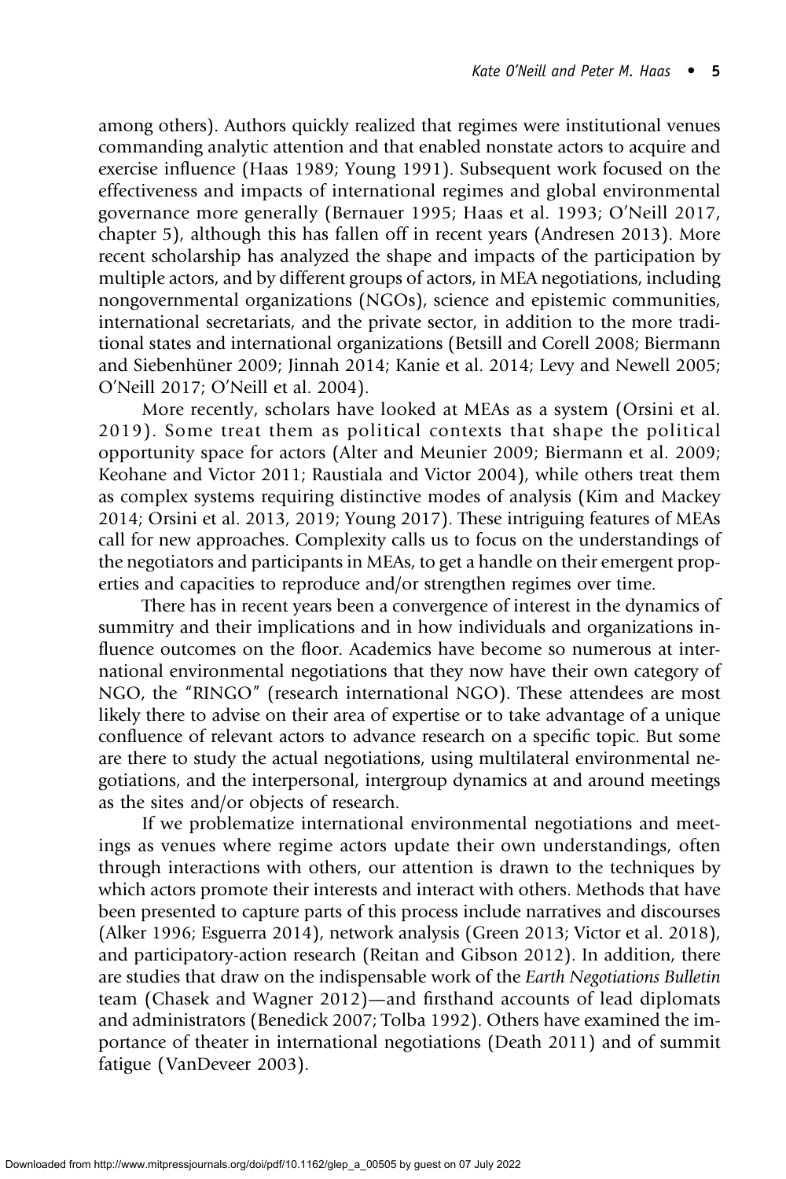among others). Authors quickly realized that regimes were institutional venues commanding analytic attention and that enabled nonstate actors to acquire and exercise influence (Haas 1989; Young 1991). Subsequent work focused on the effectiveness and impacts of international regimes and global environmental governance more generally (Bernauer 1995; Haas et al. 1993; O'Neill 2017, chapter 5), although this has fallen off in recent years (Andresen 2013). More recent scholarship has analyzed the shape and impacts of the participation by multiple actors, and by different groups of actors, in MEA negotiations, including nongovernmental organizations (NGOs), science and epistemic communities, international secretariats, and the private sector, in addition to the more traditional states and international organizations (Betsill and Corell 2008; Biermann and Siebenhüner 2009; Jinnah 2014; Kanie et al. 2014; Levy and Newell 2005; O'Neill 2017; O'Neill et al. 2004).

More recently, scholars have looked at MEAs as a system (Orsini et al. 2019). Some treat them as political contexts that shape the political opportunity space for actors (Alter and Meunier 2009; Biermann et al. 2009; Keohane and Victor 2011; Raustiala and Victor 2004), while others treat them as complex systems requiring distinctive modes of analysis (Kim and Mackey 2014; Orsini et al. 2013, 2019; Young 2017). These intriguing features of MEAs call for new approaches. Complexity calls us to focus on the understandings of the negotiators and participants in MEAs, to get a handle on their emergent properties and capacities to reproduce and/or strengthen regimes over time.

There has in recent years been a convergence of interest in the dynamics of summitry and their implications and in how individuals and organizations influence outcomes on the floor. Academics have become so numerous at international environmental negotiations that they now have their own category of NGO, the "RINGO" (research international NGO). These attendees are most likely there to advise on their area of expertise or to take advantage of a unique confluence of relevant actors to advance research on a specific topic. But some are there to study the actual negotiations, using multilateral environmental negotiations, and the interpersonal, intergroup dynamics at and around meetings as the sites and/or objects of research.

If we problematize international environmental negotiations and meetings as venues where regime actors update their own understandings, often through interactions with others, our attention is drawn to the techniques by which actors promote their interests and interact with others. Methods that have been presented to capture parts of this process include narratives and discourses (Alker 1996; Esguerra 2014), network analysis (Green 2013; Victor et al. 2018), and participatory-action research (Reitan and Gibson 2012). In addition, there are studies that draw on the indispensable work of the *Earth Negotiations Bulletin* team (Chasek and Wagner 2012)—and firsthand accounts of lead diplomats and administrators (Benedick 2007; Tolba 1992). Others have examined the importance of theater in international negotiations (Death 2011) and of summit fatigue (VanDeveer 2003).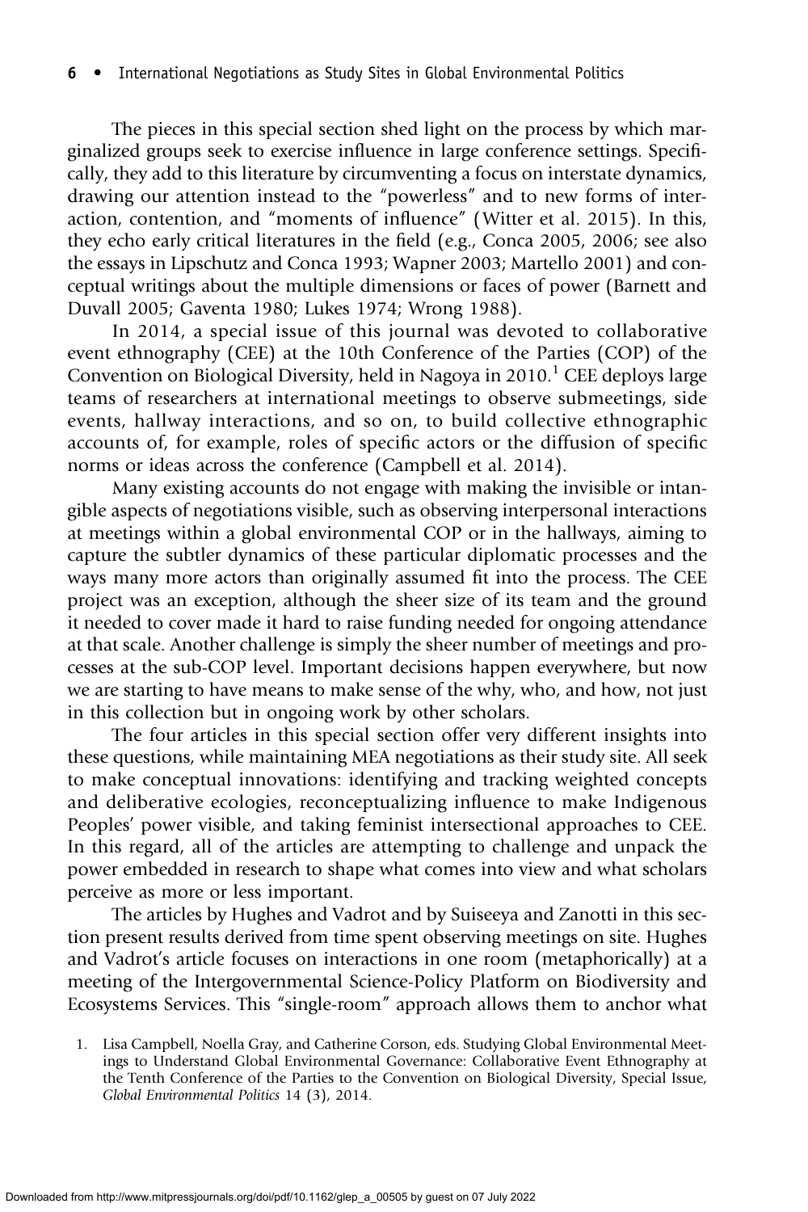The pieces in this special section shed light on the process by which marginalized groups seek to exercise influence in large conference settings. Specifically, they add to this literature by circumventing a focus on interstate dynamics, drawing our attention instead to the "powerless" and to new forms of interaction, contention, and "moments of influence" (Witter et al. 2015). In this, they echo early critical literatures in the field (e.g., Conca 2005, 2006; see also the essays in Lipschutz and Conca 1993; Wapner 2003; Martello 2001) and conceptual writings about the multiple dimensions or faces of power (Barnett and Duvall 2005; Gaventa 1980; Lukes 1974; Wrong 1988).

In 2014, a special issue of this journal was devoted to collaborative event ethnography (CEE) at the 10th Conference of the Parties (COP) of the Convention on Biological Diversity, held in Nagoya in 2010.[1] CEE deploys large teams of researchers at international meetings to observe submeetings, side events, hallway interactions, and so on, to build collective ethnographic accounts of, for example, roles of specific actors or the diffusion of specific norms or ideas across the conference (Campbell et al. 2014).

Many existing accounts do not engage with making the invisible or intangible aspects of negotiations visible, such as observing interpersonal interactions at meetings within a global environmental COP or in the hallways, aiming to capture the subtler dynamics of these particular diplomatic processes and the ways many more actors than originally assumed fit into the process. The CEE project was an exception, although the sheer size of its team and the ground it needed to cover made it hard to raise funding needed for ongoing attendance at that scale. Another challenge is simply the sheer number of meetings and processes at the sub-COP level. Important decisions happen everywhere, but now we are starting to have means to make sense of the why, who, and how, not just in this collection but in ongoing work by other scholars.

The four articles in this special section offer very different insights into these questions, while maintaining MEA negotiations as their study site. All seek to make conceptual innovations: identifying and tracking weighted concepts and deliberative ecologies, reconceptualizing influence to make Indigenous Peoples' power visible, and taking feminist intersectional approaches to CEE. In this regard, all of the articles are attempting to challenge and unpack the power embedded in research to shape what comes into view and what scholars perceive as more or less important.

The articles by Hughes and Vadrot and by Suiseeya and Zanotti in this section present results derived from time spent observing meetings on site. Hughes and Vadrot's article focuses on interactions in one room (metaphorically) at a meeting of the Intergovernmental Science-Policy Platform on Biodiversity and Ecosystems Services. This "single-room" approach allows them to anchor what

1. Lisa Campbell, Noella Gray, and Catherine Corson, eds. Studying Global Environmental Meetings to Understand Global Environmental Governance: Collaborative Event Ethnography at the Tenth Conference of the Parties to the Convention on Biological Diversity, Special Issue, *Global Environmental Politics* 14 (3), 2014.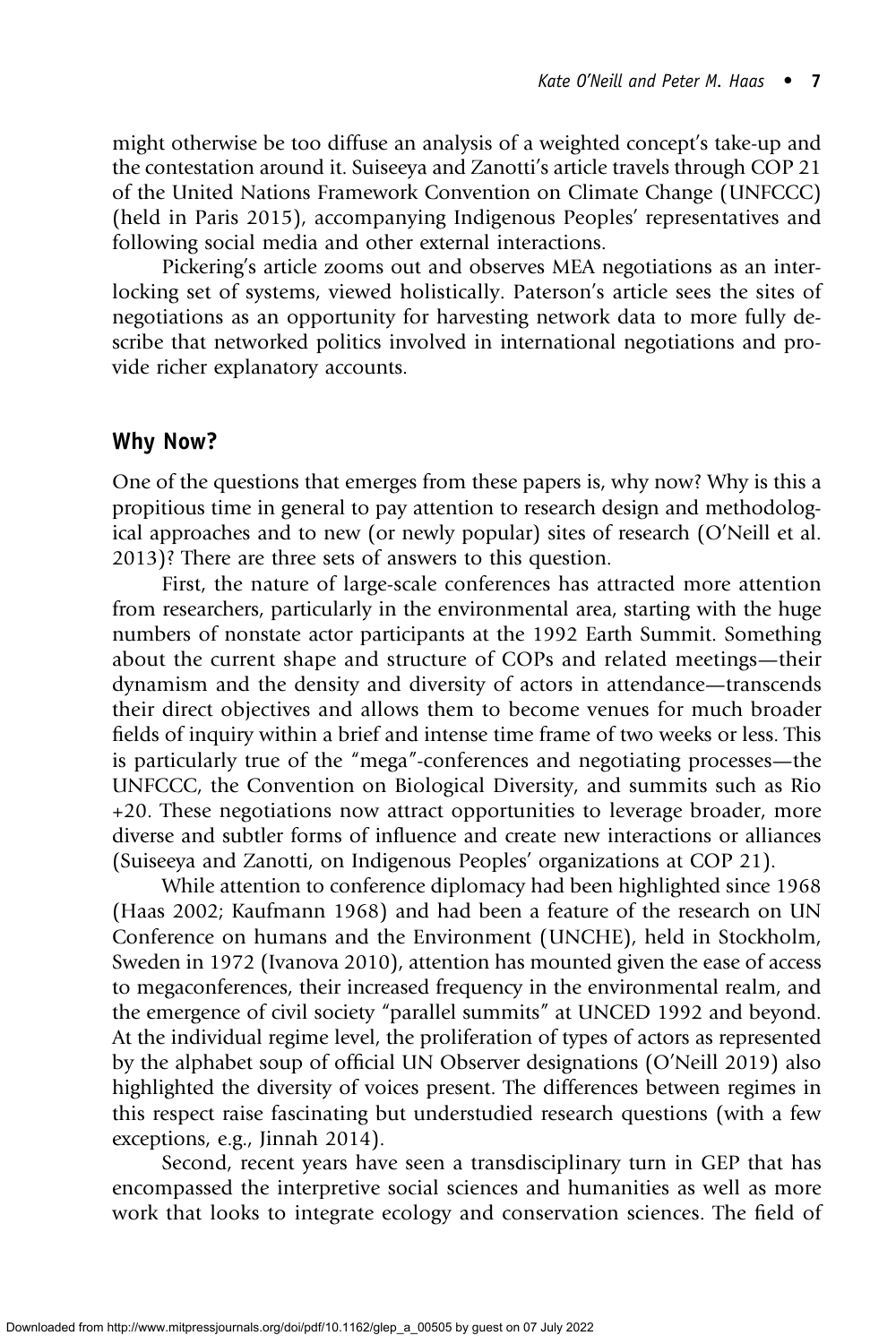might otherwise be too diffuse an analysis of a weighted concept's take-up and the contestation around it. Suiseeya and Zanotti's article travels through COP 21 of the United Nations Framework Convention on Climate Change (UNFCCC) (held in Paris 2015), accompanying Indigenous Peoples' representatives and following social media and other external interactions.

Pickering's article zooms out and observes MEA negotiations as an interlocking set of systems, viewed holistically. Paterson's article sees the sites of negotiations as an opportunity for harvesting network data to more fully describe that networked politics involved in international negotiations and provide richer explanatory accounts.

## Why Now?

One of the questions that emerges from these papers is, why now? Why is this a propitious time in general to pay attention to research design and methodological approaches and to new (or newly popular) sites of research (O'Neill et al. 2013)? There are three sets of answers to this question.

First, the nature of large-scale conferences has attracted more attention from researchers, particularly in the environmental area, starting with the huge numbers of nonstate actor participants at the 1992 Earth Summit. Something about the current shape and structure of COPs and related meetings—their dynamism and the density and diversity of actors in attendance—transcends their direct objectives and allows them to become venues for much broader fields of inquiry within a brief and intense time frame of two weeks or less. This is particularly true of the "mega"-conferences and negotiating processes—the UNFCCC, the Convention on Biological Diversity, and summits such as Rio +20. These negotiations now attract opportunities to leverage broader, more diverse and subtler forms of influence and create new interactions or alliances (Suiseeya and Zanotti, on Indigenous Peoples' organizations at COP 21).

While attention to conference diplomacy had been highlighted since 1968 (Haas 2002; Kaufmann 1968) and had been a feature of the research on UN Conference on humans and the Environment (UNCHE), held in Stockholm, Sweden in 1972 (Ivanova 2010), attention has mounted given the ease of access to megaconferences, their increased frequency in the environmental realm, and the emergence of civil society "parallel summits" at UNCED 1992 and beyond. At the individual regime level, the proliferation of types of actors as represented by the alphabet soup of official UN Observer designations (O'Neill 2019) also highlighted the diversity of voices present. The differences between regimes in this respect raise fascinating but understudied research questions (with a few exceptions, e.g., Jinnah 2014).

Second, recent years have seen a transdisciplinary turn in GEP that has encompassed the interpretive social sciences and humanities as well as more work that looks to integrate ecology and conservation sciences. The field of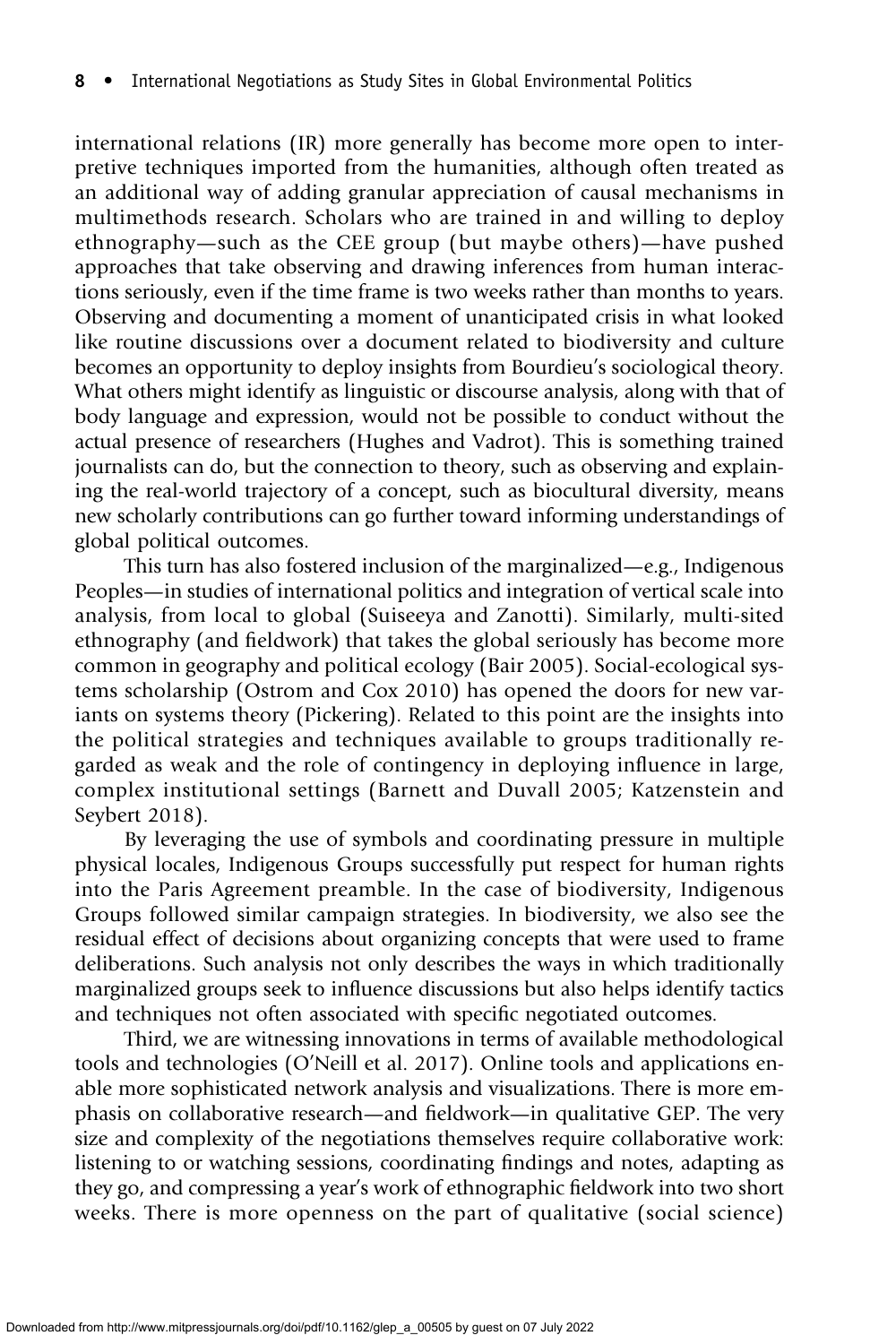international relations (IR) more generally has become more open to interpretive techniques imported from the humanities, although often treated as an additional way of adding granular appreciation of causal mechanisms in multimethods research. Scholars who are trained in and willing to deploy ethnography—such as the CEE group (but maybe others)—have pushed approaches that take observing and drawing inferences from human interactions seriously, even if the time frame is two weeks rather than months to years. Observing and documenting a moment of unanticipated crisis in what looked like routine discussions over a document related to biodiversity and culture becomes an opportunity to deploy insights from Bourdieu's sociological theory. What others might identify as linguistic or discourse analysis, along with that of body language and expression, would not be possible to conduct without the actual presence of researchers (Hughes and Vadrot). This is something trained journalists can do, but the connection to theory, such as observing and explaining the real-world trajectory of a concept, such as biocultural diversity, means new scholarly contributions can go further toward informing understandings of global political outcomes.

This turn has also fostered inclusion of the marginalized—e.g., Indigenous Peoples—in studies of international politics and integration of vertical scale into analysis, from local to global (Suiseeya and Zanotti). Similarly, multi-sited ethnography (and fieldwork) that takes the global seriously has become more common in geography and political ecology (Bair 2005). Social-ecological systems scholarship (Ostrom and Cox 2010) has opened the doors for new variants on systems theory (Pickering). Related to this point are the insights into the political strategies and techniques available to groups traditionally regarded as weak and the role of contingency in deploying influence in large, complex institutional settings (Barnett and Duvall 2005; Katzenstein and Seybert 2018).

By leveraging the use of symbols and coordinating pressure in multiple physical locales, Indigenous Groups successfully put respect for human rights into the Paris Agreement preamble. In the case of biodiversity, Indigenous Groups followed similar campaign strategies. In biodiversity, we also see the residual effect of decisions about organizing concepts that were used to frame deliberations. Such analysis not only describes the ways in which traditionally marginalized groups seek to influence discussions but also helps identify tactics and techniques not often associated with specific negotiated outcomes.

Third, we are witnessing innovations in terms of available methodological tools and technologies (O'Neill et al. 2017). Online tools and applications enable more sophisticated network analysis and visualizations. There is more emphasis on collaborative research—and fieldwork—in qualitative GEP. The very size and complexity of the negotiations themselves require collaborative work: listening to or watching sessions, coordinating findings and notes, adapting as they go, and compressing a year's work of ethnographic fieldwork into two short weeks. There is more openness on the part of qualitative (social science)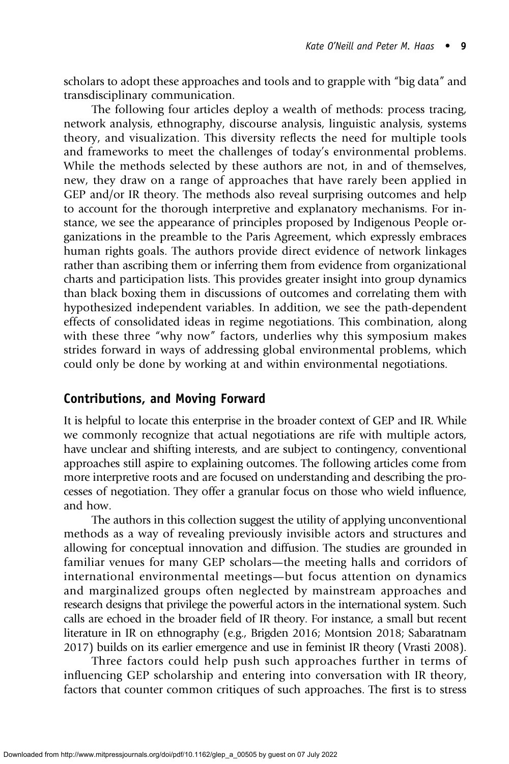scholars to adopt these approaches and tools and to grapple with "big data" and transdisciplinary communication.

The following four articles deploy a wealth of methods: process tracing, network analysis, ethnography, discourse analysis, linguistic analysis, systems theory, and visualization. This diversity reflects the need for multiple tools and frameworks to meet the challenges of today's environmental problems. While the methods selected by these authors are not, in and of themselves, new, they draw on a range of approaches that have rarely been applied in GEP and/or IR theory. The methods also reveal surprising outcomes and help to account for the thorough interpretive and explanatory mechanisms. For instance, we see the appearance of principles proposed by Indigenous People organizations in the preamble to the Paris Agreement, which expressly embraces human rights goals. The authors provide direct evidence of network linkages rather than ascribing them or inferring them from evidence from organizational charts and participation lists. This provides greater insight into group dynamics than black boxing them in discussions of outcomes and correlating them with hypothesized independent variables. In addition, we see the path-dependent effects of consolidated ideas in regime negotiations. This combination, along with these three "why now" factors, underlies why this symposium makes strides forward in ways of addressing global environmental problems, which could only be done by working at and within environmental negotiations.

## Contributions, and Moving Forward

It is helpful to locate this enterprise in the broader context of GEP and IR. While we commonly recognize that actual negotiations are rife with multiple actors, have unclear and shifting interests, and are subject to contingency, conventional approaches still aspire to explaining outcomes. The following articles come from more interpretive roots and are focused on understanding and describing the processes of negotiation. They offer a granular focus on those who wield influence, and how.

The authors in this collection suggest the utility of applying unconventional methods as a way of revealing previously invisible actors and structures and allowing for conceptual innovation and diffusion. The studies are grounded in familiar venues for many GEP scholars—the meeting halls and corridors of international environmental meetings—but focus attention on dynamics and marginalized groups often neglected by mainstream approaches and research designs that privilege the powerful actors in the international system. Such calls are echoed in the broader field of IR theory. For instance, a small but recent literature in IR on ethnography (e.g., Brigden 2016; Montsion 2018; Sabaratnam 2017) builds on its earlier emergence and use in feminist IR theory (Vrasti 2008).

Three factors could help push such approaches further in terms of influencing GEP scholarship and entering into conversation with IR theory, factors that counter common critiques of such approaches. The first is to stress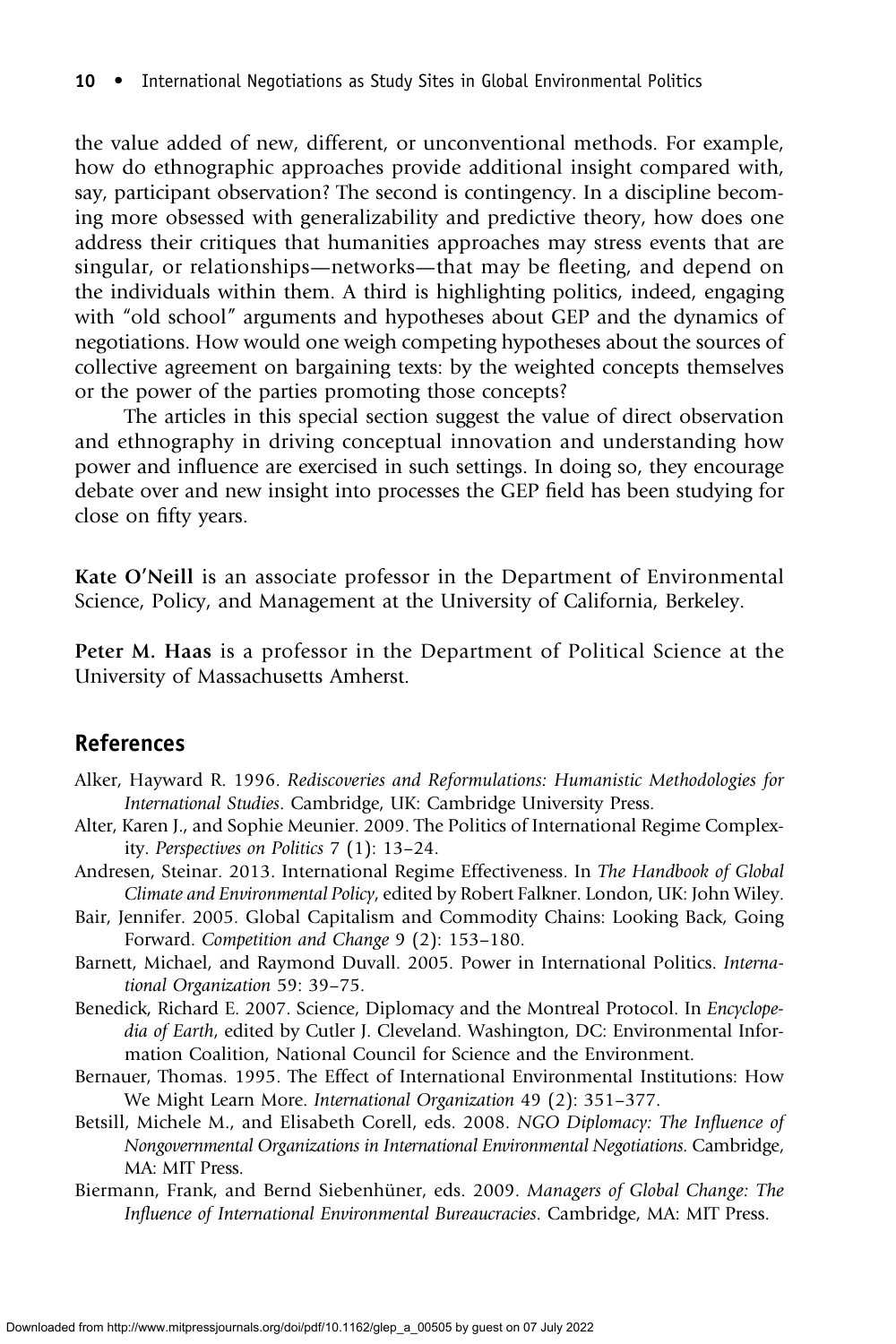the value added of new, different, or unconventional methods. For example, how do ethnographic approaches provide additional insight compared with, say, participant observation? The second is contingency. In a discipline becoming more obsessed with generalizability and predictive theory, how does one address their critiques that humanities approaches may stress events that are singular, or relationships—networks—that may be fleeting, and depend on the individuals within them. A third is highlighting politics, indeed, engaging with "old school" arguments and hypotheses about GEP and the dynamics of negotiations. How would one weigh competing hypotheses about the sources of collective agreement on bargaining texts: by the weighted concepts themselves or the power of the parties promoting those concepts?

The articles in this special section suggest the value of direct observation and ethnography in driving conceptual innovation and understanding how power and influence are exercised in such settings. In doing so, they encourage debate over and new insight into processes the GEP field has been studying for close on fifty years.

**Kate O'Neill** is an associate professor in the Department of Environmental Science, Policy, and Management at the University of California, Berkeley.

**Peter M. Haas** is a professor in the Department of Political Science at the University of Massachusetts Amherst.

## References

Alker, Hayward R. 1996. *Rediscoveries and Reformulations: Humanistic Methodologies for International Studies*. Cambridge, UK: Cambridge University Press.

Alter, Karen J., and Sophie Meunier. 2009. The Politics of International Regime Complexity. *Perspectives on Politics* 7 (1): 13–24.

Andresen, Steinar. 2013. International Regime Effectiveness. In *The Handbook of Global Climate and Environmental Policy*, edited by Robert Falkner. London, UK: John Wiley.

Bair, Jennifer. 2005. Global Capitalism and Commodity Chains: Looking Back, Going Forward. *Competition and Change* 9 (2): 153–180.

Barnett, Michael, and Raymond Duvall. 2005. Power in International Politics. *International Organization* 59: 39–75.

Benedick, Richard E. 2007. Science, Diplomacy and the Montreal Protocol. In *Encyclopedia of Earth*, edited by Cutler J. Cleveland. Washington, DC: Environmental Information Coalition, National Council for Science and the Environment.

Bernauer, Thomas. 1995. The Effect of International Environmental Institutions: How We Might Learn More. *International Organization* 49 (2): 351–377.

Betsill, Michele M., and Elisabeth Corell, eds. 2008. *NGO Diplomacy: The Influence of Nongovernmental Organizations in International Environmental Negotiations*. Cambridge, MA: MIT Press.

Biermann, Frank, and Bernd Siebenhüner, eds. 2009. *Managers of Global Change: The Influence of International Environmental Bureaucracies*. Cambridge, MA: MIT Press.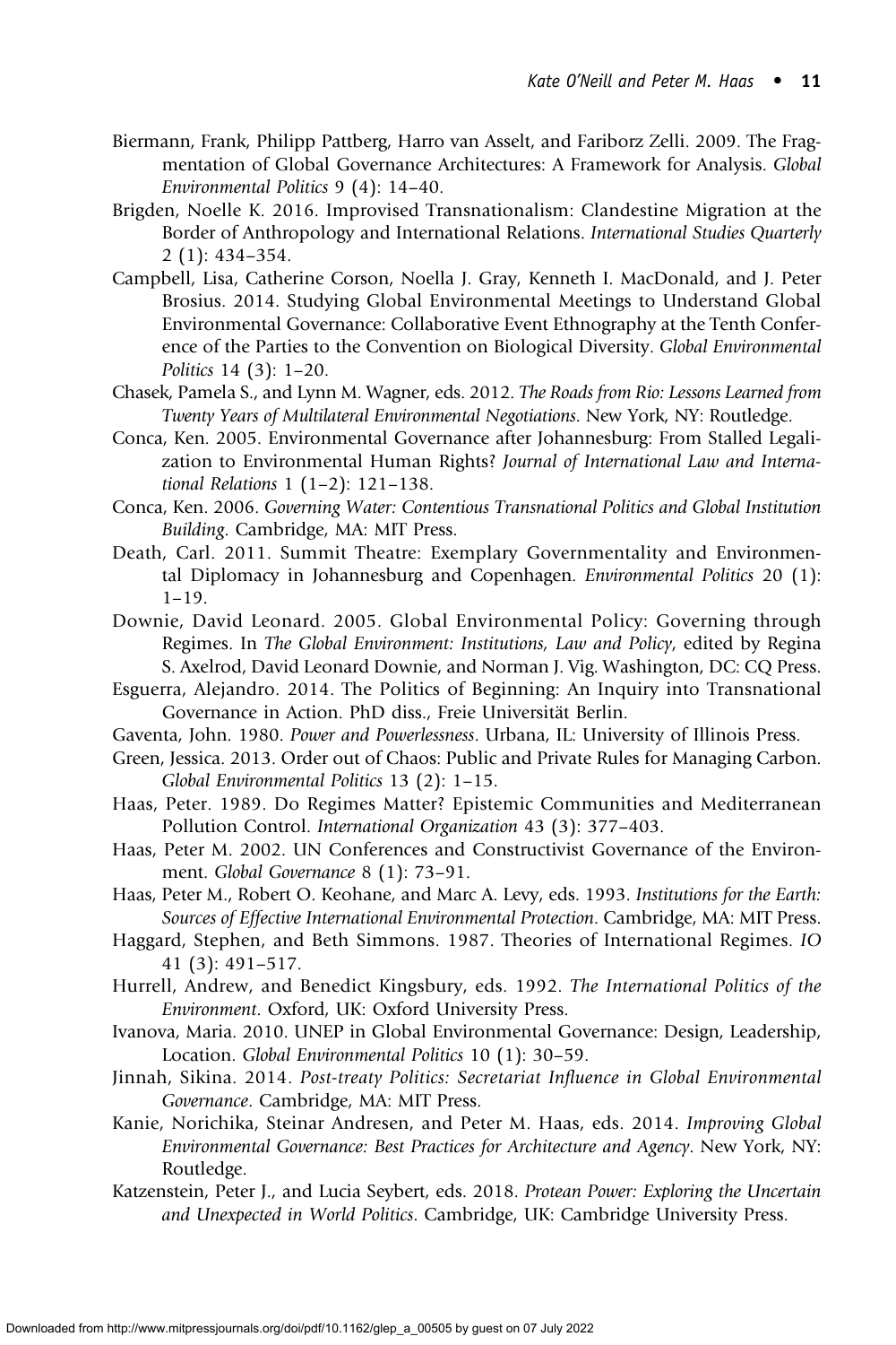Biermann, Frank, Philipp Pattberg, Harro van Asselt, and Fariborz Zelli. 2009. The Fragmentation of Global Governance Architectures: A Framework for Analysis. *Global Environmental Politics* 9 (4): 14–40.

Brigden, Noelle K. 2016. Improvised Transnationalism: Clandestine Migration at the Border of Anthropology and International Relations. *International Studies Quarterly* 2 (1): 434–354.

Campbell, Lisa, Catherine Corson, Noella J. Gray, Kenneth I. MacDonald, and J. Peter Brosius. 2014. Studying Global Environmental Meetings to Understand Global Environmental Governance: Collaborative Event Ethnography at the Tenth Conference of the Parties to the Convention on Biological Diversity. *Global Environmental Politics* 14 (3): 1–20.

Chasek, Pamela S., and Lynn M. Wagner, eds. 2012. *The Roads from Rio: Lessons Learned from Twenty Years of Multilateral Environmental Negotiations*. New York, NY: Routledge.

Conca, Ken. 2005. Environmental Governance after Johannesburg: From Stalled Legalization to Environmental Human Rights? *Journal of International Law and International Relations* 1 (1–2): 121–138.

Conca, Ken. 2006. *Governing Water: Contentious Transnational Politics and Global Institution Building*. Cambridge, MA: MIT Press.

Death, Carl. 2011. Summit Theatre: Exemplary Governmentality and Environmental Diplomacy in Johannesburg and Copenhagen. *Environmental Politics* 20 (1): 1–19.

Downie, David Leonard. 2005. Global Environmental Policy: Governing through Regimes. In *The Global Environment: Institutions, Law and Policy*, edited by Regina S. Axelrod, David Leonard Downie, and Norman J. Vig. Washington, DC: CQ Press.

Esguerra, Alejandro. 2014. The Politics of Beginning: An Inquiry into Transnational Governance in Action. PhD diss., Freie Universität Berlin.

Gaventa, John. 1980. *Power and Powerlessness*. Urbana, IL: University of Illinois Press.

Green, Jessica. 2013. Order out of Chaos: Public and Private Rules for Managing Carbon. *Global Environmental Politics* 13 (2): 1–15.

Haas, Peter. 1989. Do Regimes Matter? Epistemic Communities and Mediterranean Pollution Control. *International Organization* 43 (3): 377–403.

Haas, Peter M. 2002. UN Conferences and Constructivist Governance of the Environment. *Global Governance* 8 (1): 73–91.

Haas, Peter M., Robert O. Keohane, and Marc A. Levy, eds. 1993. *Institutions for the Earth: Sources of Effective International Environmental Protection*. Cambridge, MA: MIT Press.

Haggard, Stephen, and Beth Simmons. 1987. Theories of International Regimes. *IO* 41 (3): 491–517.

Hurrell, Andrew, and Benedict Kingsbury, eds. 1992. *The International Politics of the Environment*. Oxford, UK: Oxford University Press.

Ivanova, Maria. 2010. UNEP in Global Environmental Governance: Design, Leadership, Location. *Global Environmental Politics* 10 (1): 30–59.

Jinnah, Sikina. 2014. *Post-treaty Politics: Secretariat Influence in Global Environmental Governance*. Cambridge, MA: MIT Press.

Kanie, Norichika, Steinar Andresen, and Peter M. Haas, eds. 2014. *Improving Global Environmental Governance: Best Practices for Architecture and Agency*. New York, NY: Routledge.

Katzenstein, Peter J., and Lucia Seybert, eds. 2018. *Protean Power: Exploring the Uncertain and Unexpected in World Politics*. Cambridge, UK: Cambridge University Press.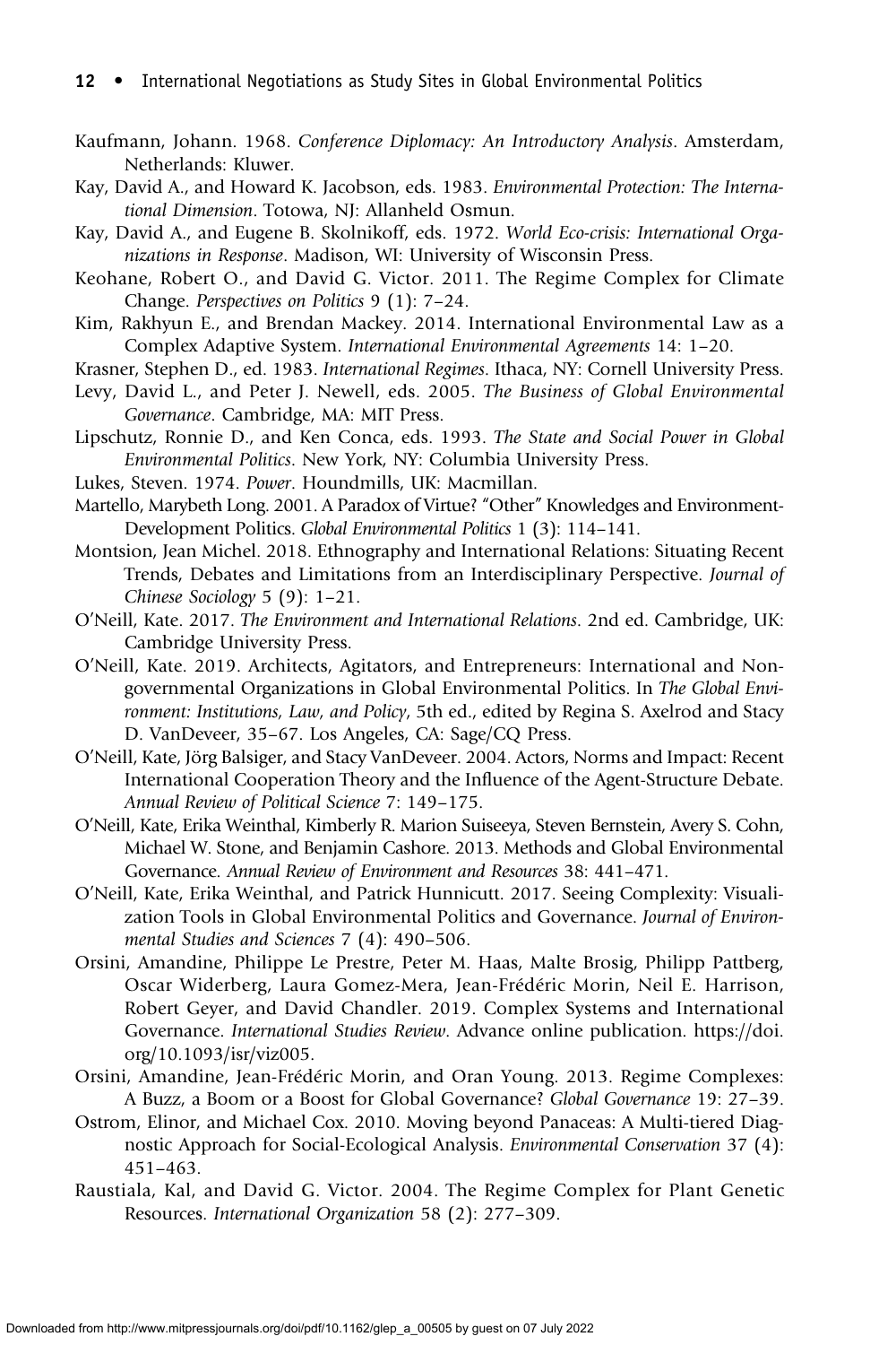Kaufmann, Johann. 1968. *Conference Diplomacy: An Introductory Analysis*. Amsterdam, Netherlands: Kluwer.

Kay, David A., and Howard K. Jacobson, eds. 1983. *Environmental Protection: The International Dimension*. Totowa, NJ: Allanheld Osmun.

Kay, David A., and Eugene B. Skolnikoff, eds. 1972. *World Eco-crisis: International Organizations in Response*. Madison, WI: University of Wisconsin Press.

Keohane, Robert O., and David G. Victor. 2011. The Regime Complex for Climate Change. *Perspectives on Politics* 9 (1): 7–24.

Kim, Rakhyun E., and Brendan Mackey. 2014. International Environmental Law as a Complex Adaptive System. *International Environmental Agreements* 14: 1–20.

Krasner, Stephen D., ed. 1983. *International Regimes*. Ithaca, NY: Cornell University Press.

Levy, David L., and Peter J. Newell, eds. 2005. *The Business of Global Environmental Governance*. Cambridge, MA: MIT Press.

Lipschutz, Ronnie D., and Ken Conca, eds. 1993. *The State and Social Power in Global Environmental Politics*. New York, NY: Columbia University Press.

Lukes, Steven. 1974. *Power*. Houndmills, UK: Macmillan.

Martello, Marybeth Long. 2001. A Paradox of Virtue? "Other" Knowledges and Environment-Development Politics. *Global Environmental Politics* 1 (3): 114–141.

Montsion, Jean Michel. 2018. Ethnography and International Relations: Situating Recent Trends, Debates and Limitations from an Interdisciplinary Perspective. *Journal of Chinese Sociology* 5 (9): 1–21.

O'Neill, Kate. 2017. *The Environment and International Relations*. 2nd ed. Cambridge, UK: Cambridge University Press.

O'Neill, Kate. 2019. Architects, Agitators, and Entrepreneurs: International and Nongovernmental Organizations in Global Environmental Politics. In *The Global Environment: Institutions, Law, and Policy*, 5th ed., edited by Regina S. Axelrod and Stacy D. VanDeveer, 35–67. Los Angeles, CA: Sage/CQ Press.

O'Neill, Kate, Jörg Balsiger, and Stacy VanDeveer. 2004. Actors, Norms and Impact: Recent International Cooperation Theory and the Influence of the Agent-Structure Debate. *Annual Review of Political Science* 7: 149–175.

O'Neill, Kate, Erika Weinthal, Kimberly R. Marion Suiseeya, Steven Bernstein, Avery S. Cohn, Michael W. Stone, and Benjamin Cashore. 2013. Methods and Global Environmental Governance. *Annual Review of Environment and Resources* 38: 441–471.

O'Neill, Kate, Erika Weinthal, and Patrick Hunnicutt. 2017. Seeing Complexity: Visualization Tools in Global Environmental Politics and Governance. *Journal of Environmental Studies and Sciences* 7 (4): 490–506.

Orsini, Amandine, Philippe Le Prestre, Peter M. Haas, Malte Brosig, Philipp Pattberg, Oscar Widerberg, Laura Gomez-Mera, Jean-Frédéric Morin, Neil E. Harrison, Robert Geyer, and David Chandler. 2019. Complex Systems and International Governance. *International Studies Review*. Advance online publication. https://doi.org/10.1093/isr/viz005.

Orsini, Amandine, Jean-Frédéric Morin, and Oran Young. 2013. Regime Complexes: A Buzz, a Boom or a Boost for Global Governance? *Global Governance* 19: 27–39.

Ostrom, Elinor, and Michael Cox. 2010. Moving beyond Panaceas: A Multi-tiered Diagnostic Approach for Social-Ecological Analysis. *Environmental Conservation* 37 (4): 451–463.

Raustiala, Kal, and David G. Victor. 2004. The Regime Complex for Plant Genetic Resources. *International Organization* 58 (2): 277–309.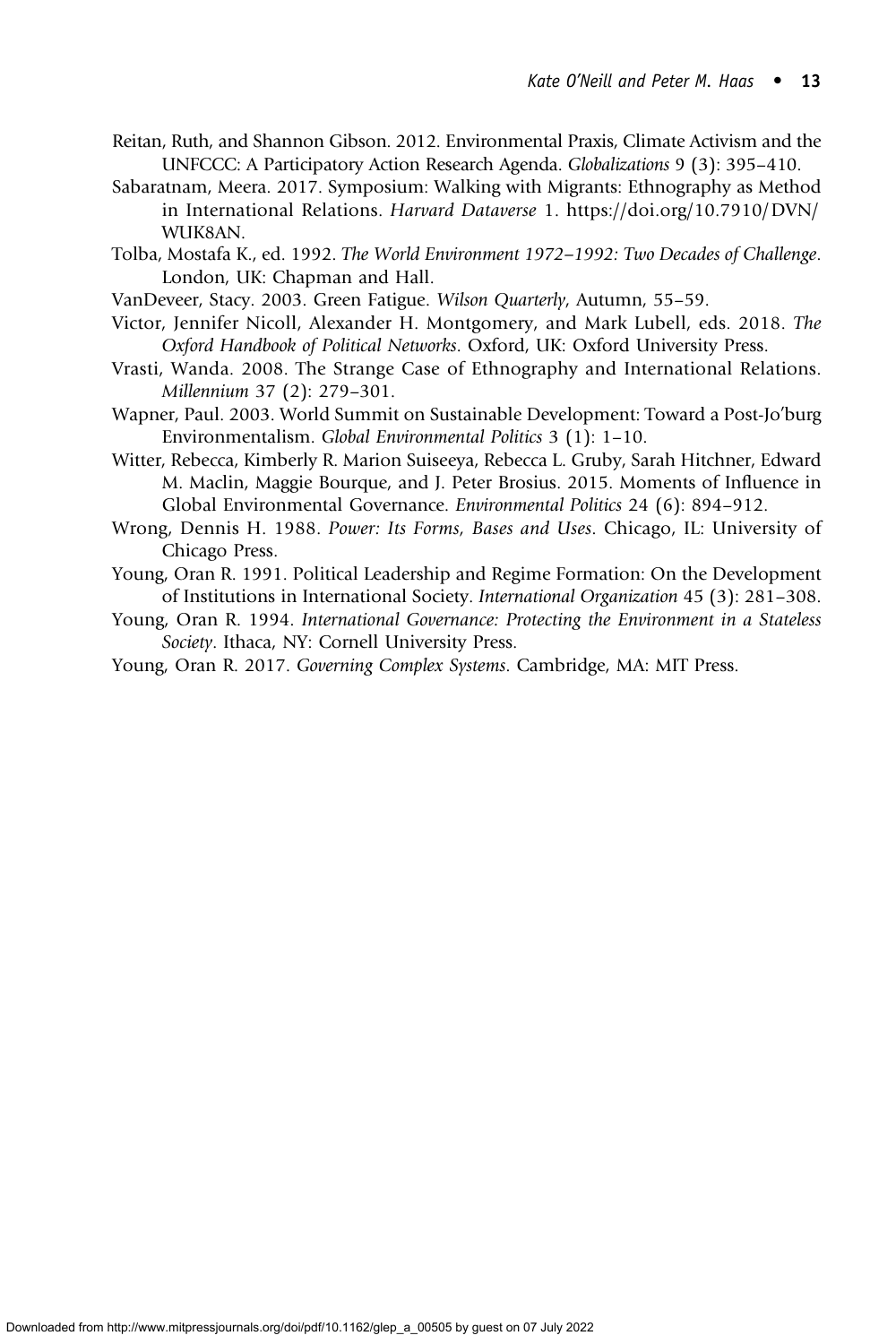Reitan, Ruth, and Shannon Gibson. 2012. Environmental Praxis, Climate Activism and the UNFCCC: A Participatory Action Research Agenda. *Globalizations* 9 (3): 395–410.

Sabaratnam, Meera. 2017. Symposium: Walking with Migrants: Ethnography as Method in International Relations. *Harvard Dataverse* 1. https://doi.org/10.7910/DVN/WUK8AN.

Tolba, Mostafa K., ed. 1992. *The World Environment 1972–1992: Two Decades of Challenge*. London, UK: Chapman and Hall.

VanDeveer, Stacy. 2003. Green Fatigue. *Wilson Quarterly*, Autumn, 55–59.

Victor, Jennifer Nicoll, Alexander H. Montgomery, and Mark Lubell, eds. 2018. *The Oxford Handbook of Political Networks*. Oxford, UK: Oxford University Press.

Vrasti, Wanda. 2008. The Strange Case of Ethnography and International Relations. *Millennium* 37 (2): 279–301.

Wapner, Paul. 2003. World Summit on Sustainable Development: Toward a Post-Jo'burg Environmentalism. *Global Environmental Politics* 3 (1): 1–10.

Witter, Rebecca, Kimberly R. Marion Suiseeya, Rebecca L. Gruby, Sarah Hitchner, Edward M. Maclin, Maggie Bourque, and J. Peter Brosius. 2015. Moments of Influence in Global Environmental Governance. *Environmental Politics* 24 (6): 894–912.

Wrong, Dennis H. 1988. *Power: Its Forms, Bases and Uses*. Chicago, IL: University of Chicago Press.

Young, Oran R. 1991. Political Leadership and Regime Formation: On the Development of Institutions in International Society. *International Organization* 45 (3): 281–308.

Young, Oran R. 1994. *International Governance: Protecting the Environment in a Stateless Society*. Ithaca, NY: Cornell University Press.

Young, Oran R. 2017. *Governing Complex Systems*. Cambridge, MA: MIT Press.